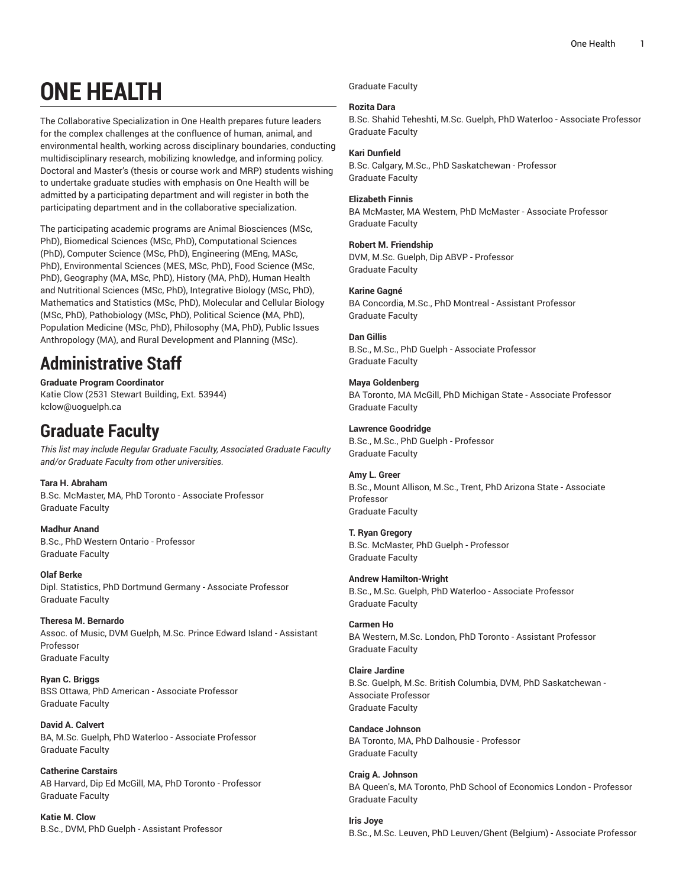# ONE HEALTH

The Collaborative Specialization in One Health prepares future leaders for the complex challenges at the confluence of human, animal, and environmental health, working across disciplinary boundaries, conducting multidisciplinary research, mobilizing knowledge, and informing policy. Doctoral and Master's (thesis or course work and MRP) students wishing to undertake graduate studies with emphasis on One Health will be admitted by a participating department and will register in both the participating department and in the collaborative specialization.

The participating academic programs are Animal Biosciences (MSc, PhD), Biomedical Sciences (MSc, PhD), Computational Sciences (PhD), Computer Science (MSc, PhD), Engineering (MEng, MASc, PhD), Environmental Sciences (MES, MSc, PhD), Food Science (MSc, PhD), Geography (MA, MSc, PhD), History (MA, PhD), Human Health and Nutritional Sciences (MSc, PhD), Integrative Biology (MSc, PhD), Mathematics and Statistics (MSc, PhD), Molecular and Cellular Biology (MSc, PhD), Pathobiology (MSc, PhD), Political Science (MA, PhD), Population Medicine (MSc, PhD), Philosophy (MA, PhD), Public Issues Anthropology (MA), and Rural Development and Planning (MSc).

## Administrative Staff

**Graduate Program Coordinator**
Katie Clow (2531 Stewart Building, Ext. 53944)
kclow@uoguelph.ca

## Graduate Faculty

*This list may include Regular Graduate Faculty, Associated Graduate Faculty and/or Graduate Faculty from other universities.*

**Tara H. Abraham**
B.Sc. McMaster, MA, PhD Toronto - Associate Professor
Graduate Faculty

**Madhur Anand**
B.Sc., PhD Western Ontario - Professor
Graduate Faculty

**Olaf Berke**
Dipl. Statistics, PhD Dortmund Germany - Associate Professor
Graduate Faculty

**Theresa M. Bernardo**
Assoc. of Music, DVM Guelph, M.Sc. Prince Edward Island - Assistant Professor
Graduate Faculty

**Ryan C. Briggs**
BSS Ottawa, PhD American - Associate Professor
Graduate Faculty

**David A. Calvert**
BA, M.Sc. Guelph, PhD Waterloo - Associate Professor
Graduate Faculty

**Catherine Carstairs**
AB Harvard, Dip Ed McGill, MA, PhD Toronto - Professor
Graduate Faculty

**Katie M. Clow**
B.Sc., DVM, PhD Guelph - Assistant Professor
Graduate Faculty

**Rozita Dara**
B.Sc. Shahid Teheshti, M.Sc. Guelph, PhD Waterloo - Associate Professor
Graduate Faculty

**Kari Dunfield**
B.Sc. Calgary, M.Sc., PhD Saskatchewan - Professor
Graduate Faculty

**Elizabeth Finnis**
BA McMaster, MA Western, PhD McMaster - Associate Professor
Graduate Faculty

**Robert M. Friendship**
DVM, M.Sc. Guelph, Dip ABVP - Professor
Graduate Faculty

**Karine Gagné**
BA Concordia, M.Sc., PhD Montreal - Assistant Professor
Graduate Faculty

**Dan Gillis**
B.Sc., M.Sc., PhD Guelph - Associate Professor
Graduate Faculty

**Maya Goldenberg**
BA Toronto, MA McGill, PhD Michigan State - Associate Professor
Graduate Faculty

**Lawrence Goodridge**
B.Sc., M.Sc., PhD Guelph - Professor
Graduate Faculty

**Amy L. Greer**
B.Sc., Mount Allison, M.Sc., Trent, PhD Arizona State - Associate Professor
Graduate Faculty

**T. Ryan Gregory**
B.Sc. McMaster, PhD Guelph - Professor
Graduate Faculty

**Andrew Hamilton-Wright**
B.Sc., M.Sc. Guelph, PhD Waterloo - Associate Professor
Graduate Faculty

**Carmen Ho**
BA Western, M.Sc. London, PhD Toronto - Assistant Professor
Graduate Faculty

**Claire Jardine**
B.Sc. Guelph, M.Sc. British Columbia, DVM, PhD Saskatchewan - Associate Professor
Graduate Faculty

**Candace Johnson**
BA Toronto, MA, PhD Dalhousie - Professor
Graduate Faculty

**Craig A. Johnson**
BA Queen's, MA Toronto, PhD School of Economics London - Professor
Graduate Faculty

**Iris Joye**
B.Sc., M.Sc. Leuven, PhD Leuven/Ghent (Belgium) - Associate Professor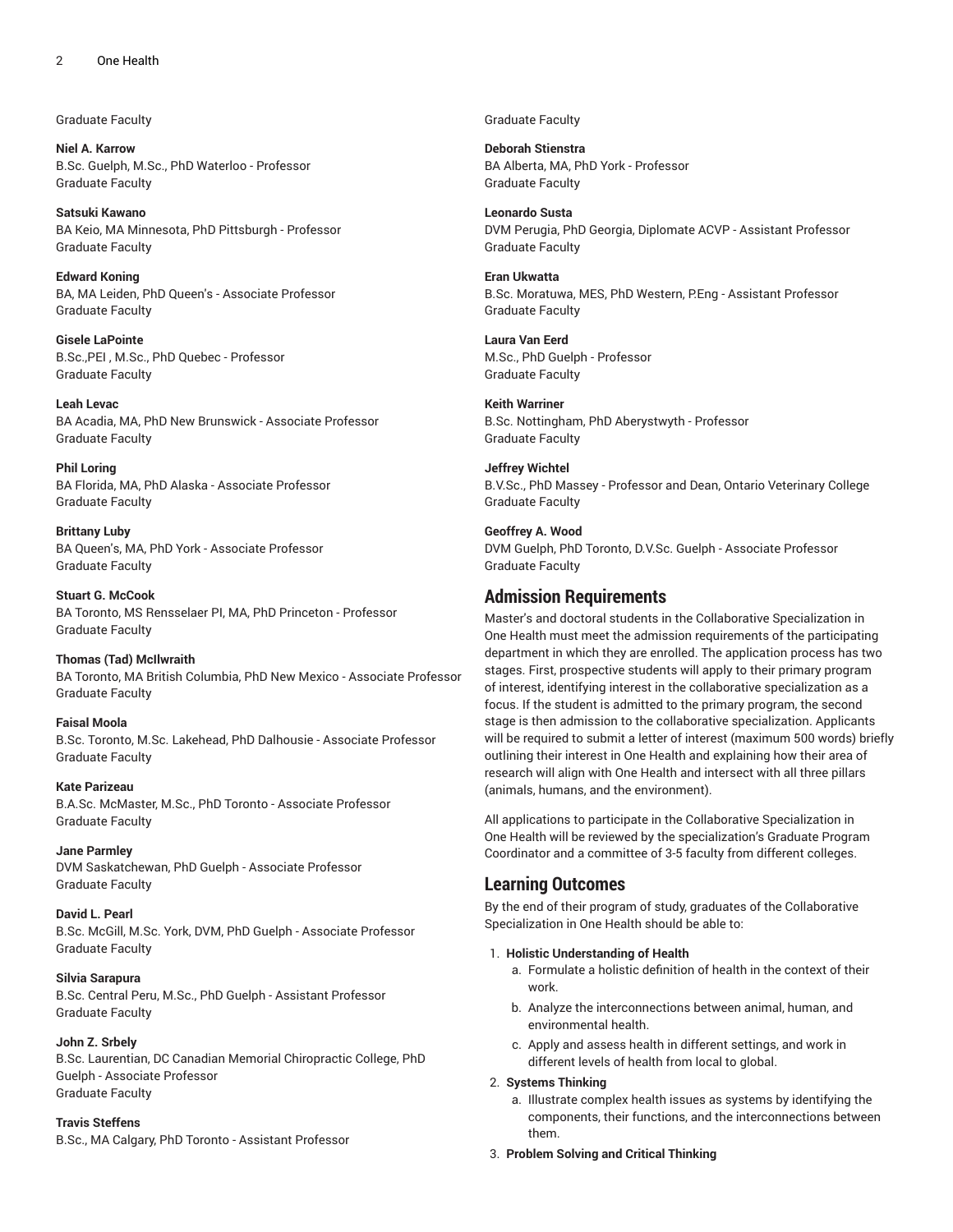Graduate Faculty

**Niel A. Karrow**
B.Sc. Guelph, M.Sc., PhD Waterloo - Professor
Graduate Faculty

**Satsuki Kawano**
BA Keio, MA Minnesota, PhD Pittsburgh - Professor
Graduate Faculty

**Edward Koning**
BA, MA Leiden, PhD Queen's - Associate Professor
Graduate Faculty

**Gisele LaPointe**
B.Sc.,PEI , M.Sc., PhD Quebec - Professor
Graduate Faculty

**Leah Levac**
BA Acadia, MA, PhD New Brunswick - Associate Professor
Graduate Faculty

**Phil Loring**
BA Florida, MA, PhD Alaska - Associate Professor
Graduate Faculty

**Brittany Luby**
BA Queen's, MA, PhD York - Associate Professor
Graduate Faculty

**Stuart G. McCook**
BA Toronto, MS Rensselaer PI, MA, PhD Princeton - Professor
Graduate Faculty

**Thomas (Tad) McIlwraith**
BA Toronto, MA British Columbia, PhD New Mexico - Associate Professor
Graduate Faculty

**Faisal Moola**
B.Sc. Toronto, M.Sc. Lakehead, PhD Dalhousie - Associate Professor
Graduate Faculty

**Kate Parizeau**
B.A.Sc. McMaster, M.Sc., PhD Toronto - Associate Professor
Graduate Faculty

**Jane Parmley**
DVM Saskatchewan, PhD Guelph - Associate Professor
Graduate Faculty

**David L. Pearl**
B.Sc. McGill, M.Sc. York, DVM, PhD Guelph - Associate Professor
Graduate Faculty

**Silvia Sarapura**
B.Sc. Central Peru, M.Sc., PhD Guelph - Assistant Professor
Graduate Faculty

**John Z. Srbely**
B.Sc. Laurentian, DC Canadian Memorial Chiropractic College, PhD Guelph - Associate Professor
Graduate Faculty

**Travis Steffens**
B.Sc., MA Calgary, PhD Toronto - Assistant Professor
Graduate Faculty

**Deborah Stienstra**
BA Alberta, MA, PhD York - Professor
Graduate Faculty

**Leonardo Susta**
DVM Perugia, PhD Georgia, Diplomate ACVP - Assistant Professor
Graduate Faculty

**Eran Ukwatta**
B.Sc. Moratuwa, MES, PhD Western, P.Eng - Assistant Professor
Graduate Faculty

**Laura Van Eerd**
M.Sc., PhD Guelph - Professor
Graduate Faculty

**Keith Warriner**
B.Sc. Nottingham, PhD Aberystwyth - Professor
Graduate Faculty

**Jeffrey Wichtel**
B.V.Sc., PhD Massey - Professor and Dean, Ontario Veterinary College
Graduate Faculty

**Geoffrey A. Wood**
DVM Guelph, PhD Toronto, D.V.Sc. Guelph - Associate Professor
Graduate Faculty

## Admission Requirements

Master's and doctoral students in the Collaborative Specialization in One Health must meet the admission requirements of the participating department in which they are enrolled. The application process has two stages. First, prospective students will apply to their primary program of interest, identifying interest in the collaborative specialization as a focus. If the student is admitted to the primary program, the second stage is then admission to the collaborative specialization. Applicants will be required to submit a letter of interest (maximum 500 words) briefly outlining their interest in One Health and explaining how their area of research will align with One Health and intersect with all three pillars (animals, humans, and the environment).

All applications to participate in the Collaborative Specialization in One Health will be reviewed by the specialization's Graduate Program Coordinator and a committee of 3-5 faculty from different colleges.

## Learning Outcomes

By the end of their program of study, graduates of the Collaborative Specialization in One Health should be able to:

1. **Holistic Understanding of Health**
    a. Formulate a holistic definition of health in the context of their work.
    b. Analyze the interconnections between animal, human, and environmental health.
    c. Apply and assess health in different settings, and work in different levels of health from local to global.
2. **Systems Thinking**
    a. Illustrate complex health issues as systems by identifying the components, their functions, and the interconnections between them.
3. **Problem Solving and Critical Thinking**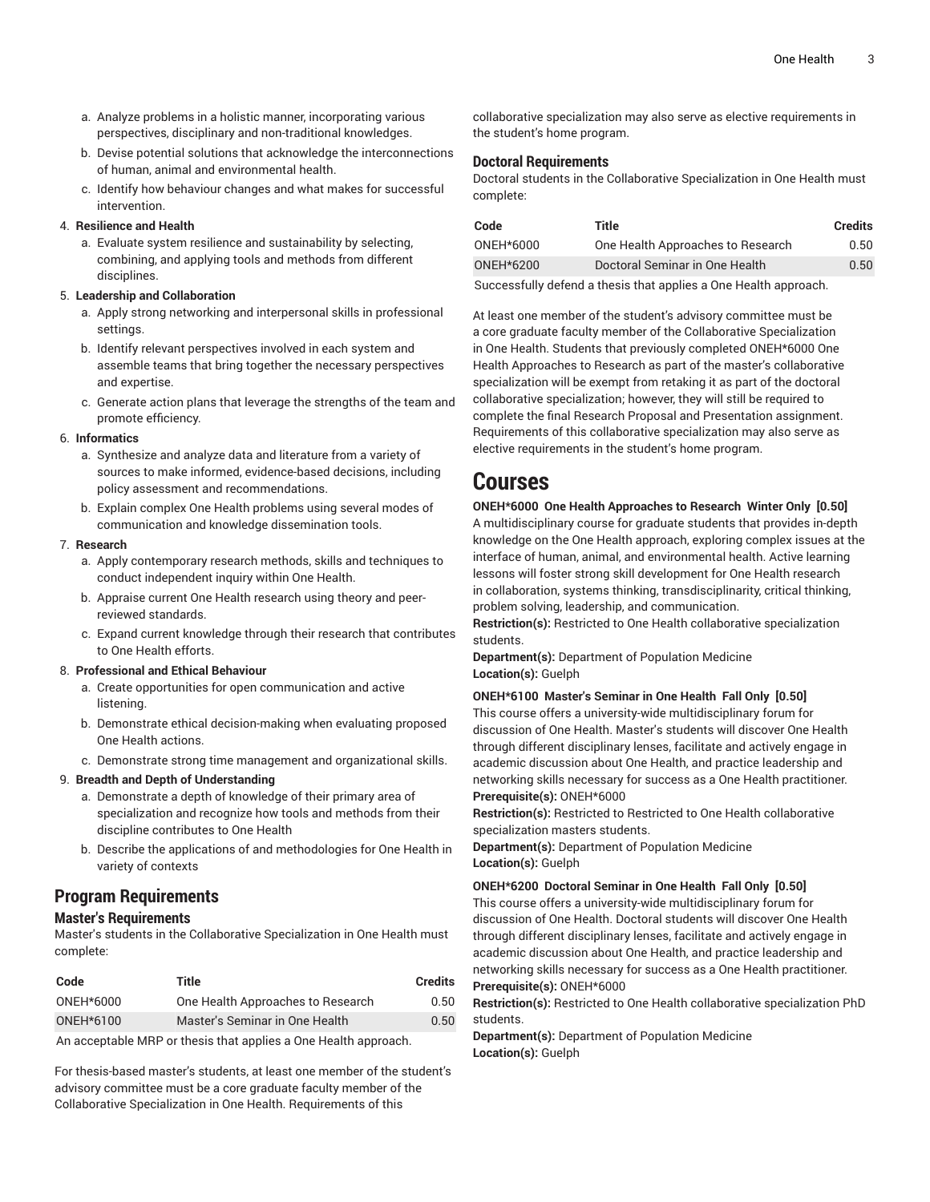a. Analyze problems in a holistic manner, incorporating various perspectives, disciplinary and non-traditional knowledges.
   b. Devise potential solutions that acknowledge the interconnections of human, animal and environmental health.
   c. Identify how behaviour changes and what makes for successful intervention.
4. **Resilience and Health**
   a. Evaluate system resilience and sustainability by selecting, combining, and applying tools and methods from different disciplines.
5. **Leadership and Collaboration**
   a. Apply strong networking and interpersonal skills in professional settings.
   b. Identify relevant perspectives involved in each system and assemble teams that bring together the necessary perspectives and expertise.
   c. Generate action plans that leverage the strengths of the team and promote efficiency.
6. **Informatics**
   a. Synthesize and analyze data and literature from a variety of sources to make informed, evidence-based decisions, including policy assessment and recommendations.
   b. Explain complex One Health problems using several modes of communication and knowledge dissemination tools.
7. **Research**
   a. Apply contemporary research methods, skills and techniques to conduct independent inquiry within One Health.
   b. Appraise current One Health research using theory and peer-reviewed standards.
   c. Expand current knowledge through their research that contributes to One Health efforts.
8. **Professional and Ethical Behaviour**
   a. Create opportunities for open communication and active listening.
   b. Demonstrate ethical decision-making when evaluating proposed One Health actions.
   c. Demonstrate strong time management and organizational skills.
9. **Breadth and Depth of Understanding**
   a. Demonstrate a depth of knowledge of their primary area of specialization and recognize how tools and methods from their discipline contributes to One Health
   b. Describe the applications of and methodologies for One Health in variety of contexts

## Program Requirements

### Master's Requirements

Master's students in the Collaborative Specialization in One Health must complete:

| Code | Title | Credits |
|---|---|---|
| ONEH*6000 | One Health Approaches to Research | 0.50 |
| ONEH*6100 | Master's Seminar in One Health | 0.50 |
| An acceptable MRP or thesis that applies a One Health approach. | | |

For thesis-based master's students, at least one member of the student's advisory committee must be a core graduate faculty member of the Collaborative Specialization in One Health. Requirements of this collaborative specialization may also serve as elective requirements in the student's home program.

### Doctoral Requirements

Doctoral students in the Collaborative Specialization in One Health must complete:

| Code | Title | Credits |
|---|---|---|
| ONEH*6000 | One Health Approaches to Research | 0.50 |
| ONEH*6200 | Doctoral Seminar in One Health | 0.50 |
| Successfully defend a thesis that applies a One Health approach. | | |

At least one member of the student's advisory committee must be a core graduate faculty member of the Collaborative Specialization in One Health. Students that previously completed ONEH*6000 One Health Approaches to Research as part of the master's collaborative specialization will be exempt from retaking it as part of the doctoral collaborative specialization; however, they will still be required to complete the final Research Proposal and Presentation assignment. Requirements of this collaborative specialization may also serve as elective requirements in the student's home program.

# Courses

**ONEH*6000 One Health Approaches to Research Winter Only [0.50]**
A multidisciplinary course for graduate students that provides in-depth knowledge on the One Health approach, exploring complex issues at the interface of human, animal, and environmental health. Active learning lessons will foster strong skill development for One Health research in collaboration, systems thinking, transdisciplinarity, critical thinking, problem solving, leadership, and communication.
**Restriction(s):** Restricted to One Health collaborative specialization students.
**Department(s):** Department of Population Medicine
**Location(s):** Guelph

**ONEH*6100 Master's Seminar in One Health Fall Only [0.50]**
This course offers a university-wide multidisciplinary forum for discussion of One Health. Master's students will discover One Health through different disciplinary lenses, facilitate and actively engage in academic discussion about One Health, and practice leadership and networking skills necessary for success as a One Health practitioner.
**Prerequisite(s):** ONEH*6000
**Restriction(s):** Restricted to Restricted to One Health collaborative specialization masters students.
**Department(s):** Department of Population Medicine
**Location(s):** Guelph

**ONEH*6200 Doctoral Seminar in One Health Fall Only [0.50]**
This course offers a university-wide multidisciplinary forum for discussion of One Health. Doctoral students will discover One Health through different disciplinary lenses, facilitate and actively engage in academic discussion about One Health, and practice leadership and networking skills necessary for success as a One Health practitioner.
**Prerequisite(s):** ONEH*6000
**Restriction(s):** Restricted to One Health collaborative specialization PhD students.
**Department(s):** Department of Population Medicine
**Location(s):** Guelph